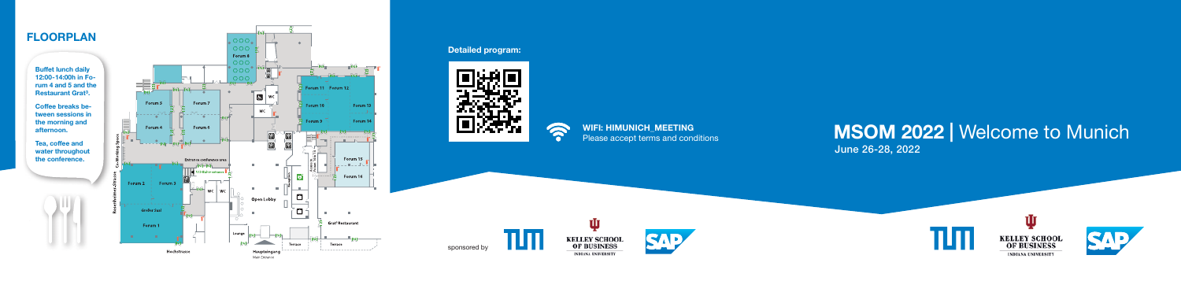## FLOORPLAN

Buffet lunch daily 12:00-14:00h in Forum 4 and 5 and the Restaurant Grat[3].

Coffee breaks between sessions in the morning and afternoon.

Tea, coffee and water throughout the conference.

Forum 8

Forum 11 Forum 12

Forum 10 Forum 13

Forum 9 Forum 14

Forum 15

Forum 16

Forum 5 Forum 7

Forum 4 Forum 6

Entrance conference area

Forum 2 Forum 3

Großer Saal

Forum 1

Open Lobby

Lounge

Grat[3] Restaurant

Terrace Terrace

Hauptseingang
Main Entrance

Rosenheimer Straße

Hochstrasse

Co-Working Space

WC

**Detailed program:**

**WIFI: HIMUNICH_MEETING**
Please accept terms and conditions

sponsored by

TUM

KELLEY SCHOOL OF BUSINESS
INDIANA UNIVERSITY

SAP

# MSOM 2022 | Welcome to Munich

June 26-28, 2022

TUM

KELLEY SCHOOL OF BUSINESS
INDIANA UNIVERSITY

SAP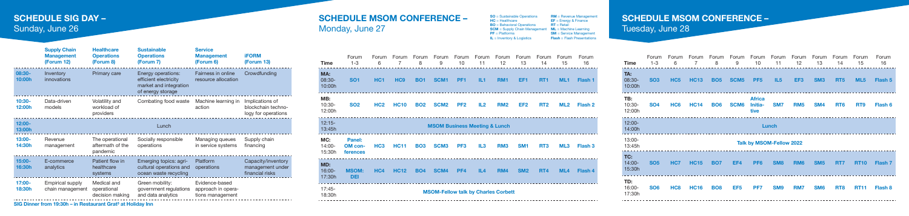## SCHEDULE SIG DAY – Sunday, June 26

| | Supply Chain Management (Forum 12) | Healthcare Operations (Forum 8) | Sustainable Operations (Forum 7) | Service Management (Forum 6) | iFORM (Forum 13) |
|---|---|---|---|---|---|
| 08:30-10:00h | Inventory innovations | Primary care | Energy operations: efficient electricity market and integration of energy storage | Fairness in online resource allocation | Crowdfunding |
| 10:30-12:00h | Data-driven models | Volatility and workload of providers | Combating food waste | Machine learning in action | Implications of blockchain technology for operations |
| 12:00-13:00h | Lunch | | | | |
| 13:00-14:30h | Revenue management | The operational aftermath of the pandemic | Socially responsible operations | Managing queues in service systems | Supply chain financing |
| 15:00-16:30h | E-commerce analytics | Patient flow in healthcare systems | Emerging topics: agri-cultural operations and ocean waste recycling | Platform operations | Capacity/inventory management under financial risks |
| 17:00-18:30h | Empirical supply chain management | Medical and operational decision making | Green mobility: government regulations and data analytics | Evidence-based approach in operations management | |

SIG Dinner from 19:30h – in Restaurant Grat[2] at Holiday Inn

## SCHEDULE MSOM CONFERENCE – Monday, June 27

SO = Sustainable Operations
HC = Healthcare
BO = Behavioral Operations
SCM = Supply Chain Management
PF = Platforms
IL = Inventory & Logistics
RM = Revenue Management
EF = Energy & Finance
RT = Retail
ML = Machine Learning
SM = Service Management
Flash = Flash Presentations

| Time | Forum 1-3 | Forum 6 | Forum 7 | Forum 8 | Forum 9 | Forum 10 | Forum 11 | Forum 12 | Forum 13 | Forum 14 | Forum 15 | Forum 16 |
|---|---|---|---|---|---|---|---|---|---|---|---|---|
| MA: 08:30-10:00h | SO1 | HC1 | HC9 | BO1 | SCM1 | PF1 | IL1 | RM1 | EF1 | RT1 | ML1 | Flash 1 |
| MB: 10:30-12:00h | SO2 | HC2 | HC10 | BO2 | SCM2 | PF2 | IL2 | RM2 | EF2 | RT2 | ML2 | Flash 2 |
| 12:15-13:45h | MSOM Business Meeting & Lunch | | | | | | | | | | | |
| MC: 14:00-15:30h | Panel: OM conferences | HC3 | HC11 | BO3 | SCM3 | PF3 | IL3 | RM3 | SM1 | RT3 | ML3 | Flash 3 |
| MD: 16:00-17:30h | MSOM: DEI | HC4 | HC12 | BO4 | SCM4 | PF4 | IL4 | RM4 | SM2 | RT4 | ML4 | Flash 4 |
| 17:45-18:30h | MSOM-Fellow talk by Charles Corbett | | | | | | | | | | | |

## SCHEDULE MSOM CONFERENCE – Tuesday, June 28

| Time | Forum 1-3 | Forum 6 | Forum 7 | Forum 8 | Forum 9 | Forum 10 | Forum 11 | Forum 12 | Forum 13 | Forum 14 | Forum 15 | Forum 16 |
|---|---|---|---|---|---|---|---|---|---|---|---|---|
| TA: 08:30-10:00h | SO3 | HC5 | HC13 | BO5 | SCM5 | PF5 | IL5 | EF3 | SM3 | RT5 | ML5 | Flash 5 |
| TB: 10:30-12:00h | SO4 | HC6 | HC14 | BO6 | SCM6 | Africa Initiative | SM7 | RM5 | SM4 | RT6 | RT9 | Flash 6 |
| 12:00-14:00h | Lunch | | | | | | | | | | | |
| 13:00-13:45h | Talk by MSOM-Fellow 2022 | | | | | | | | | | | |
| TC: 14:00-15:30h | SO5 | HC7 | HC15 | BO7 | EF4 | PF6 | SM8 | RM6 | SM5 | RT7 | RT10 | Flash 7 |
| TD: 16:00-17:30h | SO6 | HC8 | HC16 | BO8 | EF5 | PF7 | SM9 | RM7 | SM6 | RT8 | RT11 | Flash 8 |